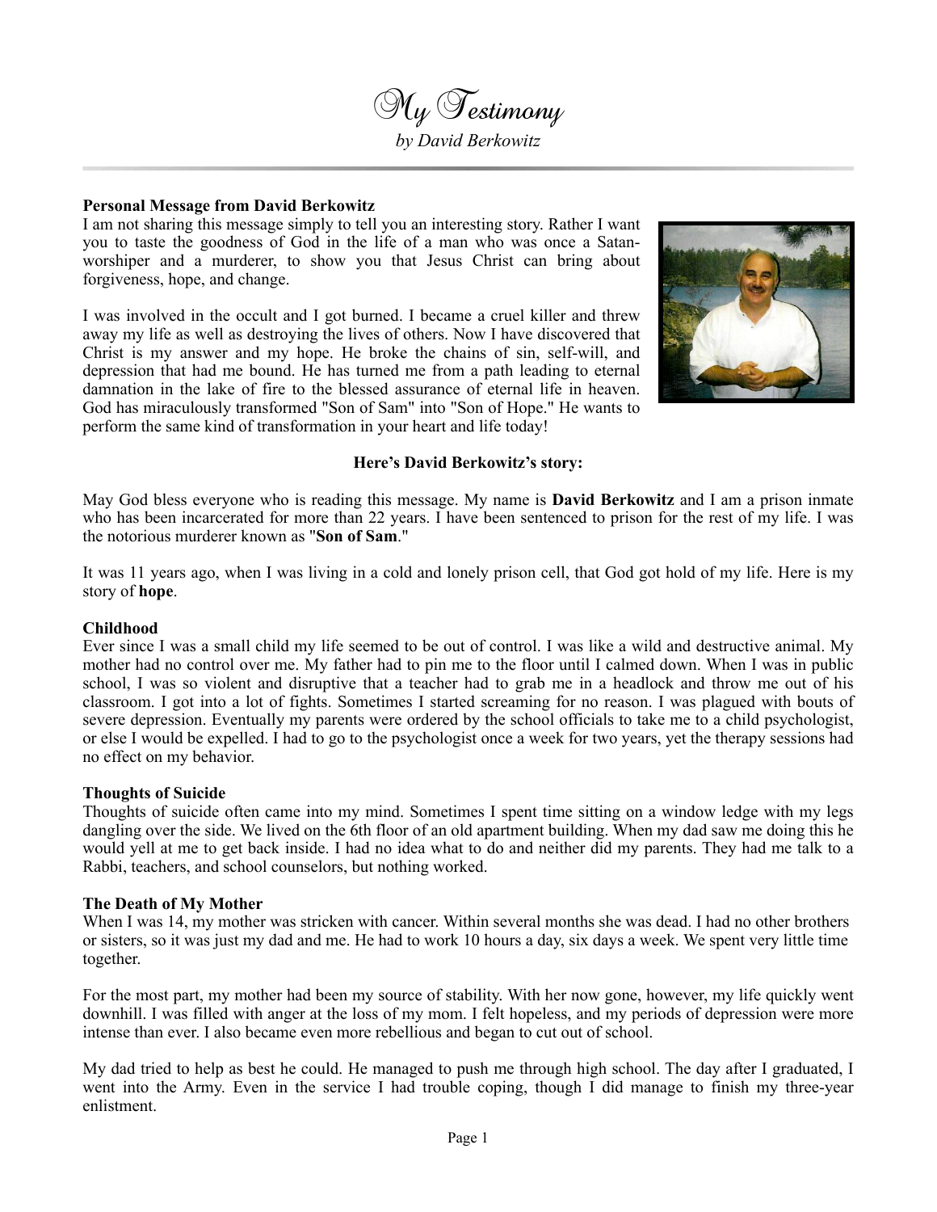# My Testimony

*by David Berkowitz*

---

**Personal Message from David Berkowitz**

I am not sharing this message simply to tell you an interesting story. Rather I want you to taste the goodness of God in the life of a man who was once a Satan-worshiper and a murderer, to show you that Jesus Christ can bring about forgiveness, hope, and change.

I was involved in the occult and I got burned. I became a cruel killer and threw away my life as well as destroying the lives of others. Now I have discovered that Christ is my answer and my hope. He broke the chains of sin, self-will, and depression that had me bound. He has turned me from a path leading to eternal damnation in the lake of fire to the blessed assurance of eternal life in heaven. God has miraculously transformed "Son of Sam" into "Son of Hope." He wants to perform the same kind of transformation in your heart and life today!

**Here's David Berkowitz's story:**

May God bless everyone who is reading this message. My name is **David Berkowitz** and I am a prison inmate who has been incarcerated for more than 22 years. I have been sentenced to prison for the rest of my life. I was the notorious murderer known as "**Son of Sam**."

It was 11 years ago, when I was living in a cold and lonely prison cell, that God got hold of my life. Here is my story of **hope**.

**Childhood**

Ever since I was a small child my life seemed to be out of control. I was like a wild and destructive animal. My mother had no control over me. My father had to pin me to the floor until I calmed down. When I was in public school, I was so violent and disruptive that a teacher had to grab me in a headlock and throw me out of his classroom. I got into a lot of fights. Sometimes I started screaming for no reason. I was plagued with bouts of severe depression. Eventually my parents were ordered by the school officials to take me to a child psychologist, or else I would be expelled. I had to go to the psychologist once a week for two years, yet the therapy sessions had no effect on my behavior.

**Thoughts of Suicide**

Thoughts of suicide often came into my mind. Sometimes I spent time sitting on a window ledge with my legs dangling over the side. We lived on the 6th floor of an old apartment building. When my dad saw me doing this he would yell at me to get back inside. I had no idea what to do and neither did my parents. They had me talk to a Rabbi, teachers, and school counselors, but nothing worked.

**The Death of My Mother**

When I was 14, my mother was stricken with cancer. Within several months she was dead. I had no other brothers or sisters, so it was just my dad and me. He had to work 10 hours a day, six days a week. We spent very little time together.

For the most part, my mother had been my source of stability. With her now gone, however, my life quickly went downhill. I was filled with anger at the loss of my mom. I felt hopeless, and my periods of depression were more intense than ever. I also became even more rebellious and began to cut out of school.

My dad tried to help as best he could. He managed to push me through high school. The day after I graduated, I went into the Army. Even in the service I had trouble coping, though I did manage to finish my three-year enlistment.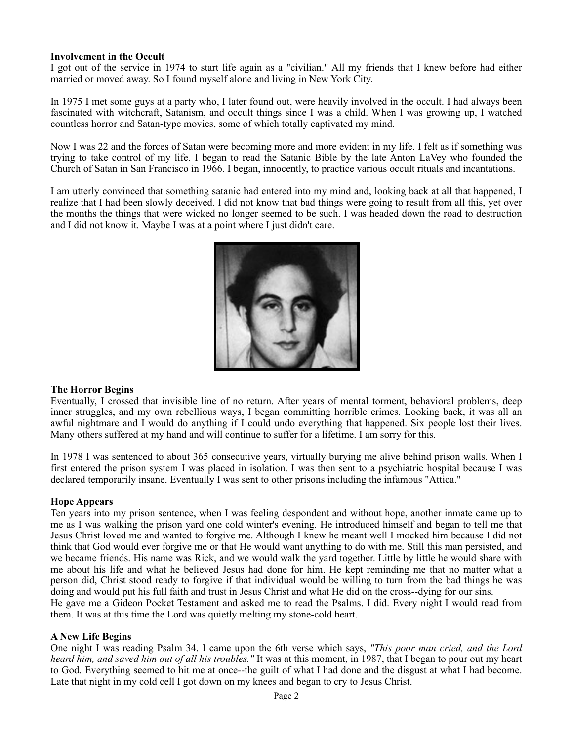**Involvement in the Occult**
I got out of the service in 1974 to start life again as a "civilian." All my friends that I knew before had either married or moved away. So I found myself alone and living in New York City.

In 1975 I met some guys at a party who, I later found out, were heavily involved in the occult. I had always been fascinated with witchcraft, Satanism, and occult things since I was a child. When I was growing up, I watched countless horror and Satan-type movies, some of which totally captivated my mind.

Now I was 22 and the forces of Satan were becoming more and more evident in my life. I felt as if something was trying to take control of my life. I began to read the Satanic Bible by the late Anton LaVey who founded the Church of Satan in San Francisco in 1966. I began, innocently, to practice various occult rituals and incantations.

I am utterly convinced that something satanic had entered into my mind and, looking back at all that happened, I realize that I had been slowly deceived. I did not know that bad things were going to result from all this, yet over the months the things that were wicked no longer seemed to be such. I was headed down the road to destruction and I did not know it. Maybe I was at a point where I just didn't care.

**The Horror Begins**
Eventually, I crossed that invisible line of no return. After years of mental torment, behavioral problems, deep inner struggles, and my own rebellious ways, I began committing horrible crimes. Looking back, it was all an awful nightmare and I would do anything if I could undo everything that happened. Six people lost their lives. Many others suffered at my hand and will continue to suffer for a lifetime. I am sorry for this.

In 1978 I was sentenced to about 365 consecutive years, virtually burying me alive behind prison walls. When I first entered the prison system I was placed in isolation. I was then sent to a psychiatric hospital because I was declared temporarily insane. Eventually I was sent to other prisons including the infamous "Attica."

**Hope Appears**
Ten years into my prison sentence, when I was feeling despondent and without hope, another inmate came up to me as I was walking the prison yard one cold winter's evening. He introduced himself and began to tell me that Jesus Christ loved me and wanted to forgive me. Although I knew he meant well I mocked him because I did not think that God would ever forgive me or that He would want anything to do with me. Still this man persisted, and we became friends. His name was Rick, and we would walk the yard together. Little by little he would share with me about his life and what he believed Jesus had done for him. He kept reminding me that no matter what a person did, Christ stood ready to forgive if that individual would be willing to turn from the bad things he was doing and would put his full faith and trust in Jesus Christ and what He did on the cross--dying for our sins.
He gave me a Gideon Pocket Testament and asked me to read the Psalms. I did. Every night I would read from them. It was at this time the Lord was quietly melting my stone-cold heart.

**A New Life Begins**
One night I was reading Psalm 34. I came upon the 6th verse which says, *"This poor man cried, and the Lord heard him, and saved him out of all his troubles."* It was at this moment, in 1987, that I began to pour out my heart to God. Everything seemed to hit me at once--the guilt of what I had done and the disgust at what I had become. Late that night in my cold cell I got down on my knees and began to cry to Jesus Christ.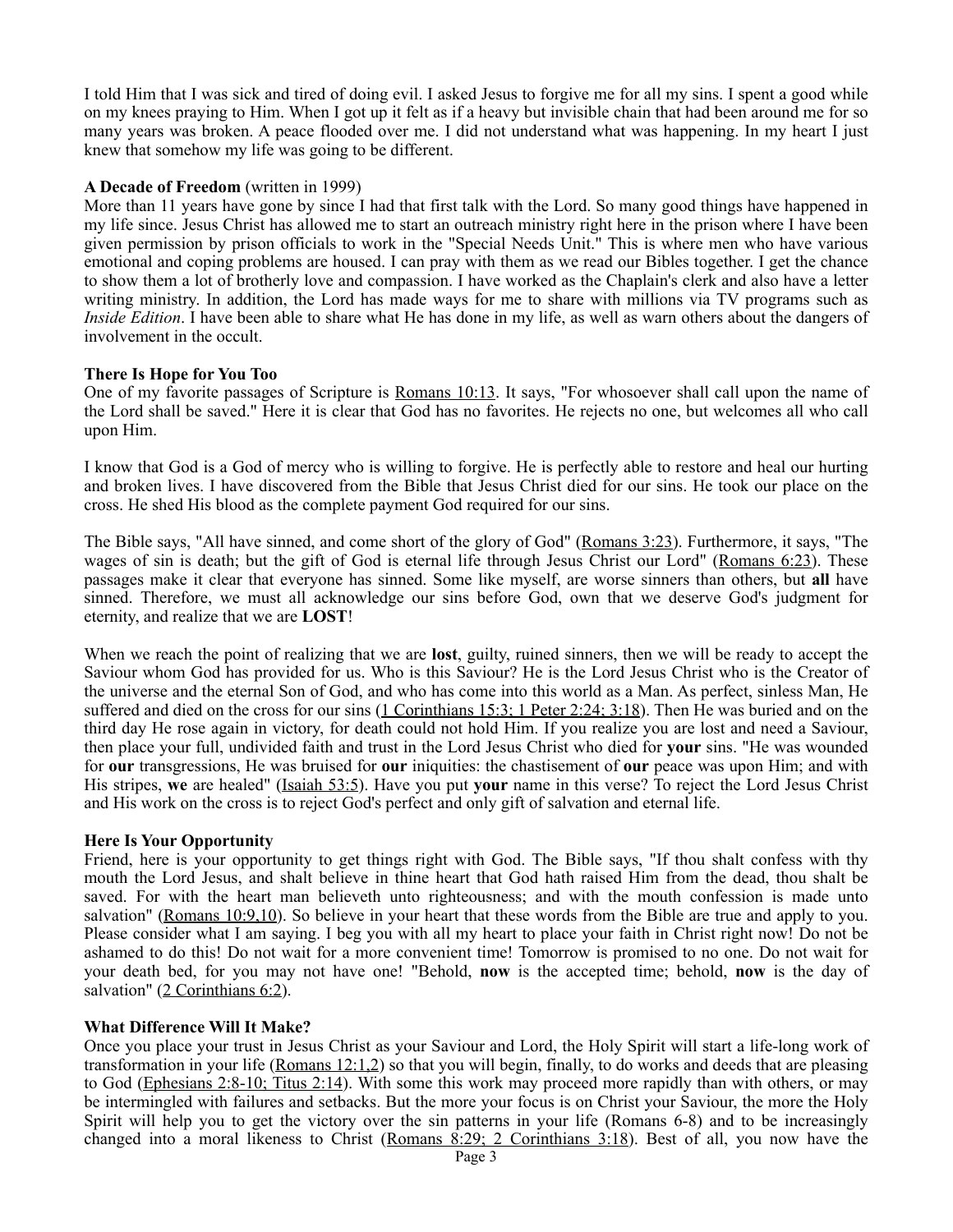I told Him that I was sick and tired of doing evil. I asked Jesus to forgive me for all my sins. I spent a good while on my knees praying to Him. When I got up it felt as if a heavy but invisible chain that had been around me for so many years was broken. A peace flooded over me. I did not understand what was happening. In my heart I just knew that somehow my life was going to be different.

**A Decade of Freedom** (written in 1999)

More than 11 years have gone by since I had that first talk with the Lord. So many good things have happened in my life since. Jesus Christ has allowed me to start an outreach ministry right here in the prison where I have been given permission by prison officials to work in the "Special Needs Unit." This is where men who have various emotional and coping problems are housed. I can pray with them as we read our Bibles together. I get the chance to show them a lot of brotherly love and compassion. I have worked as the Chaplain's clerk and also have a letter writing ministry. In addition, the Lord has made ways for me to share with millions via TV programs such as *Inside Edition*. I have been able to share what He has done in my life, as well as warn others about the dangers of involvement in the occult.

**There Is Hope for You Too**

One of my favorite passages of Scripture is Romans 10:13. It says, "For whosoever shall call upon the name of the Lord shall be saved." Here it is clear that God has no favorites. He rejects no one, but welcomes all who call upon Him.

I know that God is a God of mercy who is willing to forgive. He is perfectly able to restore and heal our hurting and broken lives. I have discovered from the Bible that Jesus Christ died for our sins. He took our place on the cross. He shed His blood as the complete payment God required for our sins.

The Bible says, "All have sinned, and come short of the glory of God" (Romans 3:23). Furthermore, it says, "The wages of sin is death; but the gift of God is eternal life through Jesus Christ our Lord" (Romans 6:23). These passages make it clear that everyone has sinned. Some like myself, are worse sinners than others, but **all** have sinned. Therefore, we must all acknowledge our sins before God, own that we deserve God's judgment for eternity, and realize that we are **LOST**!

When we reach the point of realizing that we are **lost**, guilty, ruined sinners, then we will be ready to accept the Saviour whom God has provided for us. Who is this Saviour? He is the Lord Jesus Christ who is the Creator of the universe and the eternal Son of God, and who has come into this world as a Man. As perfect, sinless Man, He suffered and died on the cross for our sins (1 Corinthians 15:3; 1 Peter 2:24; 3:18). Then He was buried and on the third day He rose again in victory, for death could not hold Him. If you realize you are lost and need a Saviour, then place your full, undivided faith and trust in the Lord Jesus Christ who died for **your** sins. "He was wounded for **our** transgressions, He was bruised for **our** iniquities: the chastisement of **our** peace was upon Him; and with His stripes, **we** are healed" (Isaiah 53:5). Have you put **your** name in this verse? To reject the Lord Jesus Christ and His work on the cross is to reject God's perfect and only gift of salvation and eternal life.

**Here Is Your Opportunity**

Friend, here is your opportunity to get things right with God. The Bible says, "If thou shalt confess with thy mouth the Lord Jesus, and shalt believe in thine heart that God hath raised Him from the dead, thou shalt be saved. For with the heart man believeth unto righteousness; and with the mouth confession is made unto salvation" (Romans 10:9,10). So believe in your heart that these words from the Bible are true and apply to you. Please consider what I am saying. I beg you with all my heart to place your faith in Christ right now! Do not be ashamed to do this! Do not wait for a more convenient time! Tomorrow is promised to no one. Do not wait for your death bed, for you may not have one! "Behold, **now** is the accepted time; behold, **now** is the day of salvation" (2 Corinthians 6:2).

**What Difference Will It Make?**

Once you place your trust in Jesus Christ as your Saviour and Lord, the Holy Spirit will start a life-long work of transformation in your life (Romans 12:1,2) so that you will begin, finally, to do works and deeds that are pleasing to God (Ephesians 2:8-10; Titus 2:14). With some this work may proceed more rapidly than with others, or may be intermingled with failures and setbacks. But the more your focus is on Christ your Saviour, the more the Holy Spirit will help you to get the victory over the sin patterns in your life (Romans 6-8) and to be increasingly changed into a moral likeness to Christ (Romans 8:29; 2 Corinthians 3:18). Best of all, you now have the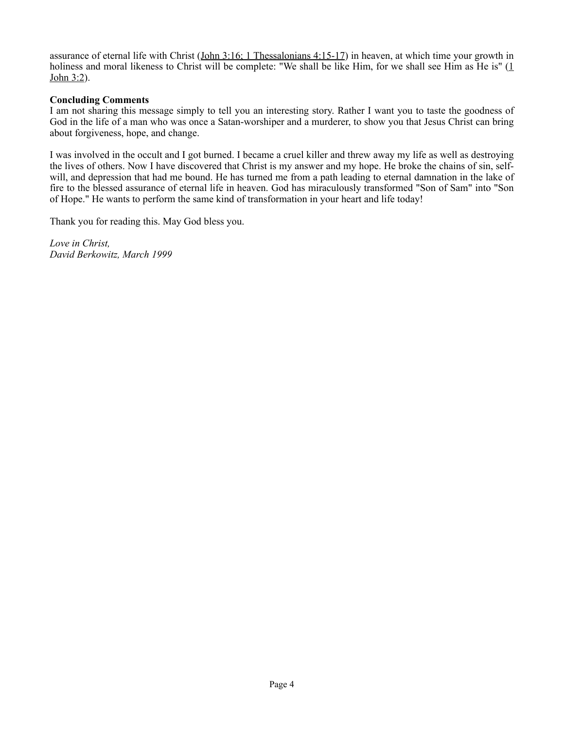assurance of eternal life with Christ (John 3:16; 1 Thessalonians 4:15-17) in heaven, at which time your growth in holiness and moral likeness to Christ will be complete: "We shall be like Him, for we shall see Him as He is" (1 John 3:2).

**Concluding Comments**

I am not sharing this message simply to tell you an interesting story. Rather I want you to taste the goodness of God in the life of a man who was once a Satan-worshiper and a murderer, to show you that Jesus Christ can bring about forgiveness, hope, and change.

I was involved in the occult and I got burned. I became a cruel killer and threw away my life as well as destroying the lives of others. Now I have discovered that Christ is my answer and my hope. He broke the chains of sin, self-will, and depression that had me bound. He has turned me from a path leading to eternal damnation in the lake of fire to the blessed assurance of eternal life in heaven. God has miraculously transformed "Son of Sam" into "Son of Hope." He wants to perform the same kind of transformation in your heart and life today!

Thank you for reading this. May God bless you.

*Love in Christ,*
*David Berkowitz, March 1999*